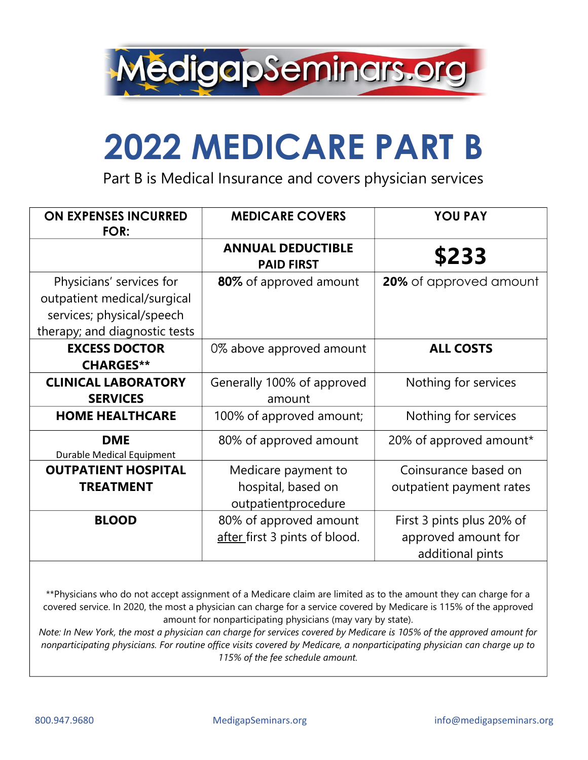MedigapSeminars.org

# 2022 MEDICARE PART B

Part B is Medical Insurance and covers physician services

| ON EXPENSES INCURRED FOR: | MEDICARE COVERS | YOU PAY |
|---|---|---|
| | **ANNUAL DEDUCTIBLE PAID FIRST** | **$233** |
| Physicians' services for outpatient medical/surgical services; physical/speech therapy; and diagnostic tests | **80%** of approved amount | **20%** of approved amount |
| **EXCESS DOCTOR CHARGES**** | 0% above approved amount | **ALL COSTS** |
| **CLINICAL LABORATORY SERVICES** | Generally 100% of approved amount | Nothing for services |
| **HOME HEALTHCARE** | 100% of approved amount; | Nothing for services |
| **DME** Durable Medical Equipment | 80% of approved amount | 20% of approved amount* |
| **OUTPATIENT HOSPITAL TREATMENT** | Medicare payment to hospital, based on outpatientprocedure | Coinsurance based on outpatient payment rates |
| **BLOOD** | 80% of approved amount after first 3 pints of blood. | First 3 pints plus 20% of approved amount for additional pints |

**Physicians who do not accept assignment of a Medicare claim are limited as to the amount they can charge for a covered service. In 2020, the most a physician can charge for a service covered by Medicare is 115% of the approved amount for nonparticipating physicians (may vary by state).

*Note: In New York, the most a physician can charge for services covered by Medicare is 105% of the approved amount for nonparticipating physicians. For routine office visits covered by Medicare, a nonparticipating physician can charge up to 115% of the fee schedule amount.*

800.947.9680 | MedigapSeminars.org | info@medigapseminars.org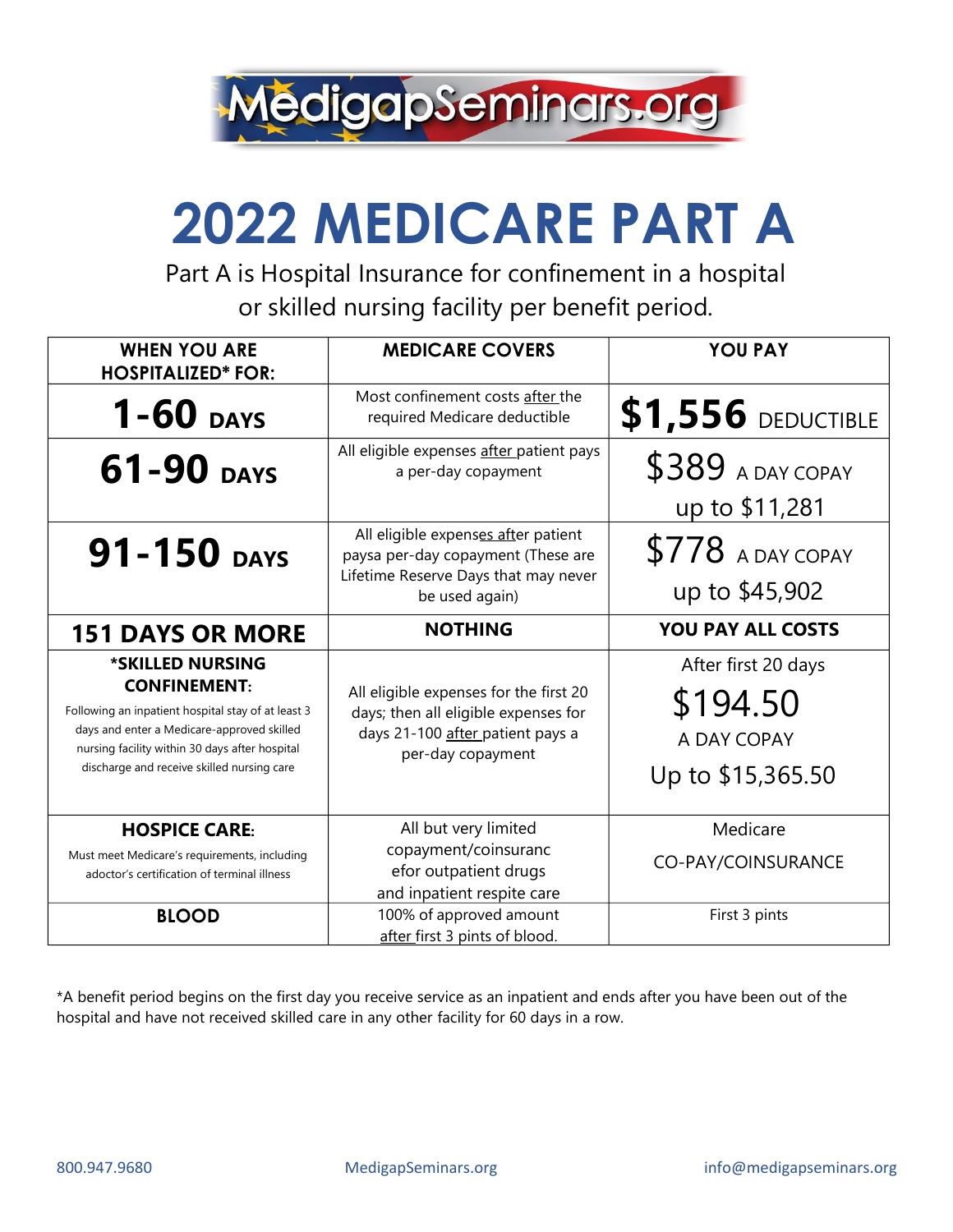MedigapSeminars.org

# 2022 MEDICARE PART A

Part A is Hospital Insurance for confinement in a hospital or skilled nursing facility per benefit period.

| WHEN YOU ARE HOSPITALIZED* FOR: | MEDICARE COVERS | YOU PAY |
|---|---|---|
| **1-60 DAYS** | Most confinement costs after the required Medicare deductible | **$1,556** DEDUCTIBLE |
| **61-90 DAYS** | All eligible expenses after patient pays a per-day copayment | $389 A DAY COPAY up to $11,281 |
| **91-150 DAYS** | All eligible expenses after patient paysa per-day copayment (These are Lifetime Reserve Days that may never be used again) | $778 A DAY COPAY up to $45,902 |
| **151 DAYS OR MORE** | **NOTHING** | **YOU PAY ALL COSTS** |
| **\*SKILLED NURSING CONFINEMENT:** Following an inpatient hospital stay of at least 3 days and enter a Medicare-approved skilled nursing facility within 30 days after hospital discharge and receive skilled nursing care | All eligible expenses for the first 20 days; then all eligible expenses for days 21-100 after patient pays a per-day copayment | After first 20 days $194.50 A DAY COPAY Up to $15,365.50 |
| **HOSPICE CARE:** Must meet Medicare's requirements, including adoctor's certification of terminal illness | All but very limited copayment/coinsuranc efor outpatient drugs and inpatient respite care | Medicare CO-PAY/COINSURANCE |
| **BLOOD** | 100% of approved amount after first 3 pints of blood. | First 3 pints |

*A benefit period begins on the first day you receive service as an inpatient and ends after you have been out of the hospital and have not received skilled care in any other facility for 60 days in a row.

800.947.9680 MedigapSeminars.org info@medigapseminars.org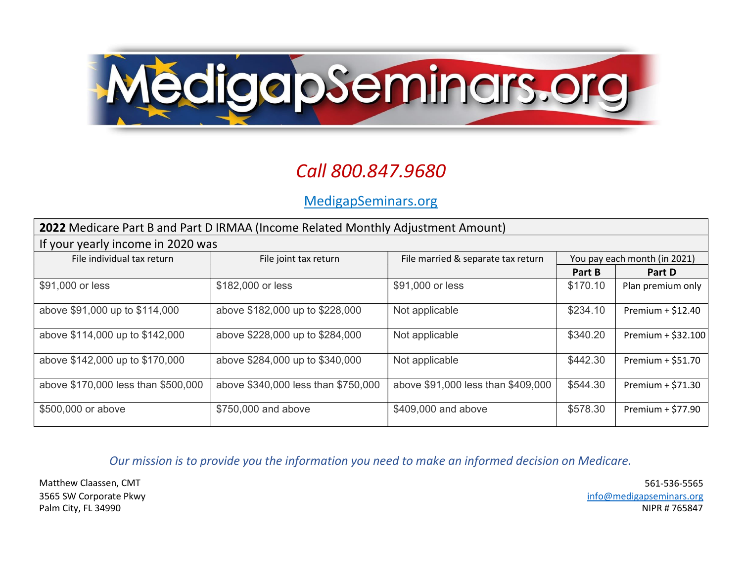# MedigapSeminars.org

*Call 800.847.9680*

MedigapSeminars.org

| **2022** Medicare Part B and Part D IRMAA (Income Related Monthly Adjustment Amount) | | | | |
|---|---|---|---|---|
| If your yearly income in 2020 was | | | | |
| File individual tax return | File joint tax return | File married & separate tax return | You pay each month (in 2021) | |
| | | | **Part B** | **Part D** |
| $91,000 or less | $182,000 or less | $91,000 or less | $170.10 | Plan premium only |
| above $91,000 up to $114,000 | above $182,000 up to $228,000 | Not applicable | $234.10 | Premium + $12.40 |
| above $114,000 up to $142,000 | above $228,000 up to $284,000 | Not applicable | $340.20 | Premium + $32.100 |
| above $142,000 up to $170,000 | above $284,000 up to $340,000 | Not applicable | $442.30 | Premium + $51.70 |
| above $170,000 less than $500,000 | above $340,000 less than $750,000 | above $91,000 less than $409,000 | $544.30 | Premium + $71.30 |
| $500,000 or above | $750,000 and above | $409,000 and above | $578.30 | Premium + $77.90 |

*Our mission is to provide you the information you need to make an informed decision on Medicare.*

Matthew Claassen, CMT
3565 SW Corporate Pkwy
Palm City, FL 34990

561-536-5565
info@medigapseminars.org
NIPR # 765847